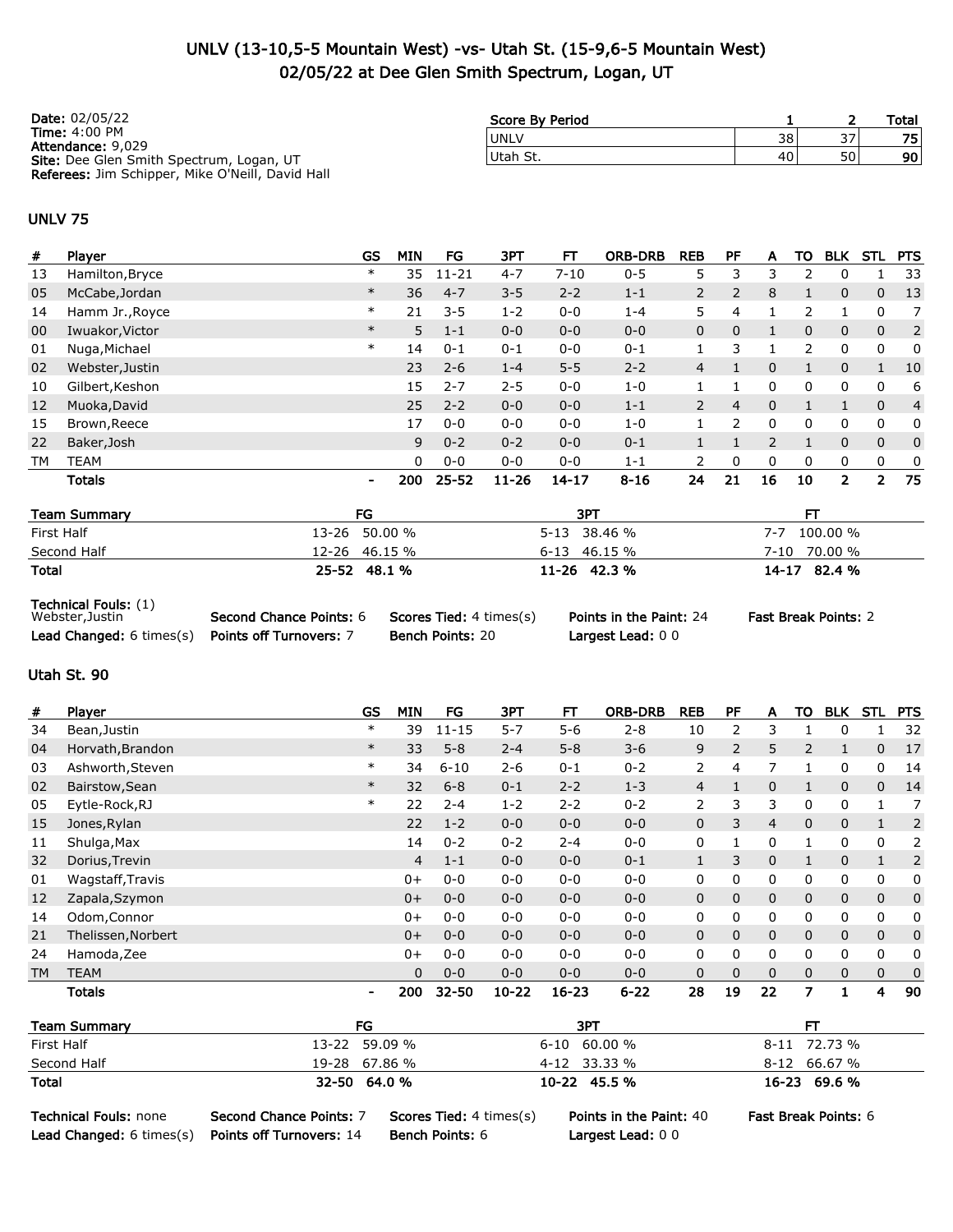# UNLV (13-10,5-5 Mountain West) -vs- Utah St. (15-9,6-5 Mountain West)
## 02/05/22 at Dee Glen Smith Spectrum, Logan, UT

**Date:** 02/05/22
**Time:** 4:00 PM
**Attendance:** 9,029
**Site:** Dee Glen Smith Spectrum, Logan, UT
**Referees:** Jim Schipper, Mike O'Neill, David Hall

| Score By Period | 1 | 2 | Total |
|---|---|---|---|
| UNLV | 38 | 37 | 75 |
| Utah St. | 40 | 50 | 90 |

### UNLV 75

| # | Player | GS | MIN | FG | 3PT | FT | ORB-DRB | REB | PF | A | TO | BLK | STL | PTS |
|---|---|---|---|---|---|---|---|---|---|---|---|---|---|---|
| 13 | Hamilton,Bryce | * | 35 | 11-21 | 4-7 | 7-10 | 0-5 | 5 | 3 | 3 | 2 | 0 | 1 | 33 |
| 05 | McCabe,Jordan | * | 36 | 4-7 | 3-5 | 2-2 | 1-1 | 2 | 2 | 8 | 1 | 0 | 0 | 13 |
| 14 | Hamm Jr.,Royce | * | 21 | 3-5 | 1-2 | 0-0 | 1-4 | 5 | 4 | 1 | 2 | 1 | 0 | 7 |
| 00 | Iwuakor,Victor | * | 5 | 1-1 | 0-0 | 0-0 | 0-0 | 0 | 0 | 1 | 0 | 0 | 0 | 2 |
| 01 | Nuga,Michael | * | 14 | 0-1 | 0-1 | 0-0 | 0-1 | 1 | 3 | 1 | 2 | 0 | 0 | 0 |
| 02 | Webster,Justin | | 23 | 2-6 | 1-4 | 5-5 | 2-2 | 4 | 1 | 0 | 1 | 0 | 1 | 10 |
| 10 | Gilbert,Keshon | | 15 | 2-7 | 2-5 | 0-0 | 1-0 | 1 | 1 | 0 | 0 | 0 | 0 | 6 |
| 12 | Muoka,David | | 25 | 2-2 | 0-0 | 0-0 | 1-1 | 2 | 4 | 0 | 1 | 1 | 0 | 4 |
| 15 | Brown,Reece | | 17 | 0-0 | 0-0 | 0-0 | 1-0 | 1 | 2 | 0 | 0 | 0 | 0 | 0 |
| 22 | Baker,Josh | | 9 | 0-2 | 0-2 | 0-0 | 0-1 | 1 | 1 | 2 | 1 | 0 | 0 | 0 |
| TM | TEAM | | 0 | 0-0 | 0-0 | 0-0 | 1-1 | 2 | 0 | 0 | 0 | 0 | 0 | 0 |
| | **Totals** | - | 200 | 25-52 | 11-26 | 14-17 | 8-16 | 24 | 21 | 16 | 10 | 2 | 2 | 75 |

| Team Summary | FG | 3PT | FT |
|---|---|---|---|
| First Half | 13-26 50.00 % | 5-13 38.46 % | 7-7 100.00 % |
| Second Half | 12-26 46.15 % | 6-13 46.15 % | 7-10 70.00 % |
| **Total** | **25-52 48.1 %** | **11-26 42.3 %** | **14-17 82.4 %** |

**Technical Fouls:** (1) Webster,Justin
**Second Chance Points:** 6
**Scores Tied:** 4 times(s)
**Points in the Paint:** 24
**Fast Break Points:** 2
**Lead Changed:** 6 times(s)
**Points off Turnovers:** 7
**Bench Points:** 20
**Largest Lead:** 0 0

### Utah St. 90

| # | Player | GS | MIN | FG | 3PT | FT | ORB-DRB | REB | PF | A | TO | BLK | STL | PTS |
|---|---|---|---|---|---|---|---|---|---|---|---|---|---|---|
| 34 | Bean,Justin | * | 39 | 11-15 | 5-7 | 5-6 | 2-8 | 10 | 2 | 3 | 1 | 0 | 1 | 32 |
| 04 | Horvath,Brandon | * | 33 | 5-8 | 2-4 | 5-8 | 3-6 | 9 | 2 | 5 | 2 | 1 | 0 | 17 |
| 03 | Ashworth,Steven | * | 34 | 6-10 | 2-6 | 0-1 | 0-2 | 2 | 4 | 7 | 1 | 0 | 0 | 14 |
| 02 | Bairstow,Sean | * | 32 | 6-8 | 0-1 | 2-2 | 1-3 | 4 | 1 | 0 | 1 | 0 | 0 | 14 |
| 05 | Eytle-Rock,RJ | * | 22 | 2-4 | 1-2 | 2-2 | 0-2 | 2 | 3 | 3 | 0 | 0 | 1 | 7 |
| 15 | Jones,Rylan | | 22 | 1-2 | 0-0 | 0-0 | 0-0 | 0 | 3 | 4 | 0 | 0 | 1 | 2 |
| 11 | Shulga,Max | | 14 | 0-2 | 0-2 | 2-4 | 0-0 | 0 | 1 | 0 | 1 | 0 | 0 | 2 |
| 32 | Dorius,Trevin | | 4 | 1-1 | 0-0 | 0-0 | 0-1 | 1 | 3 | 0 | 1 | 0 | 1 | 2 |
| 01 | Wagstaff,Travis | | 0+ | 0-0 | 0-0 | 0-0 | 0-0 | 0 | 0 | 0 | 0 | 0 | 0 | 0 |
| 12 | Zapala,Szymon | | 0+ | 0-0 | 0-0 | 0-0 | 0-0 | 0 | 0 | 0 | 0 | 0 | 0 | 0 |
| 14 | Odom,Connor | | 0+ | 0-0 | 0-0 | 0-0 | 0-0 | 0 | 0 | 0 | 0 | 0 | 0 | 0 |
| 21 | Thelissen,Norbert | | 0+ | 0-0 | 0-0 | 0-0 | 0-0 | 0 | 0 | 0 | 0 | 0 | 0 | 0 |
| 24 | Hamoda,Zee | | 0+ | 0-0 | 0-0 | 0-0 | 0-0 | 0 | 0 | 0 | 0 | 0 | 0 | 0 |
| TM | TEAM | | 0 | 0-0 | 0-0 | 0-0 | 0-0 | 0 | 0 | 0 | 0 | 0 | 0 | 0 |
| | **Totals** | - | 200 | 32-50 | 10-22 | 16-23 | 6-22 | 28 | 19 | 22 | 7 | 1 | 4 | 90 |

| Team Summary | FG | 3PT | FT |
|---|---|---|---|
| First Half | 13-22 59.09 % | 6-10 60.00 % | 8-11 72.73 % |
| Second Half | 19-28 67.86 % | 4-12 33.33 % | 8-12 66.67 % |
| **Total** | **32-50 64.0 %** | **10-22 45.5 %** | **16-23 69.6 %** |

**Technical Fouls:** none
**Second Chance Points:** 7
**Scores Tied:** 4 times(s)
**Points in the Paint:** 40
**Fast Break Points:** 6
**Lead Changed:** 6 times(s)
**Points off Turnovers:** 14
**Bench Points:** 6
**Largest Lead:** 0 0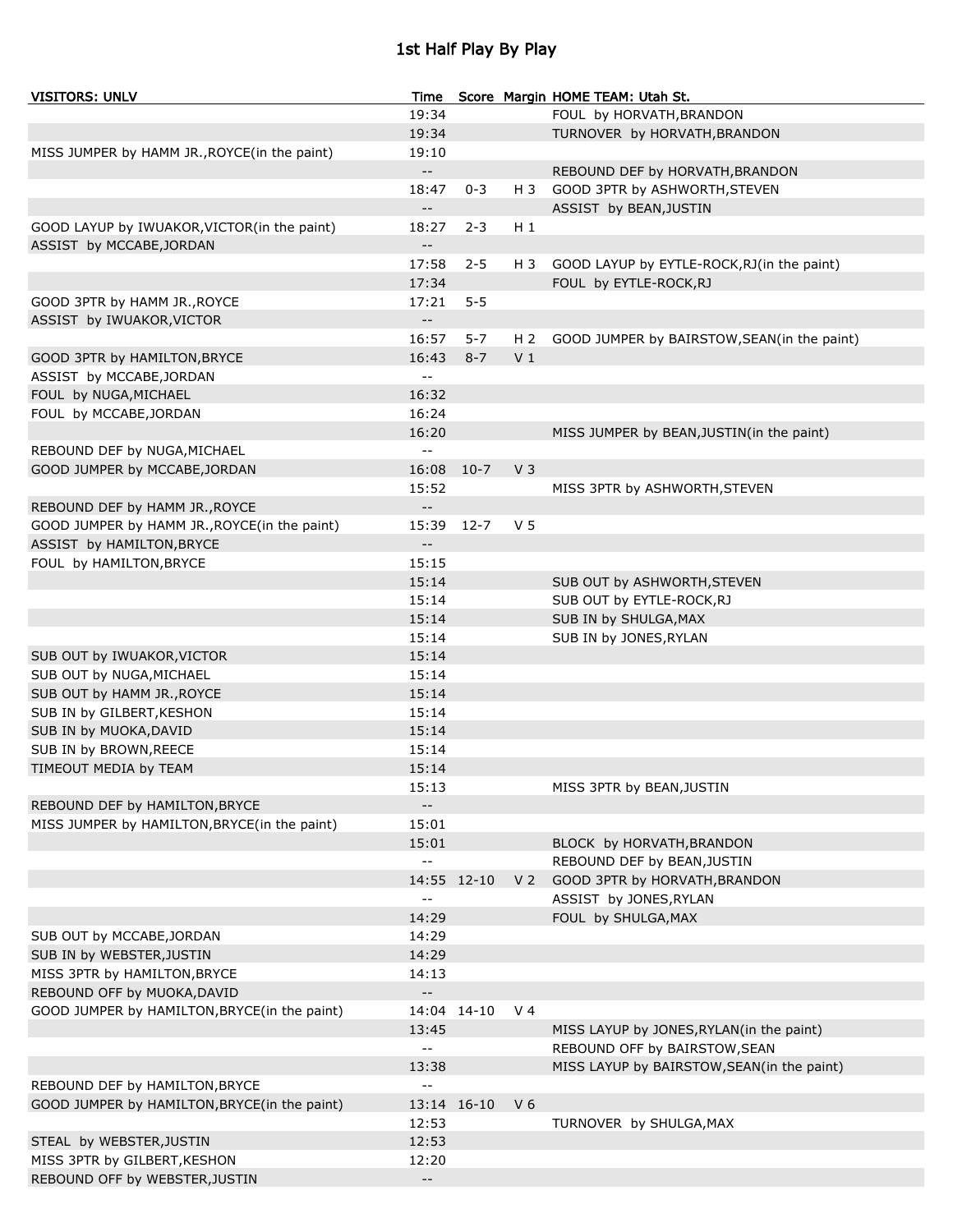# 1st Half Play By Play

| VISITORS: UNLV | Time | Score | Margin | HOME TEAM: Utah St. |
|---|---|---|---|---|
| | 19:34 | | | FOUL by HORVATH,BRANDON |
| | 19:34 | | | TURNOVER by HORVATH,BRANDON |
| MISS JUMPER by HAMM JR.,ROYCE(in the paint) | 19:10 | | | |
| | -- | | | REBOUND DEF by HORVATH,BRANDON |
| | 18:47 | 0-3 | H 3 | GOOD 3PTR by ASHWORTH,STEVEN |
| | -- | | | ASSIST by BEAN,JUSTIN |
| GOOD LAYUP by IWUAKOR,VICTOR(in the paint) | 18:27 | 2-3 | H 1 | |
| ASSIST by MCCABE,JORDAN | -- | | | |
| | 17:58 | 2-5 | H 3 | GOOD LAYUP by EYTLE-ROCK,RJ(in the paint) |
| | 17:34 | | | FOUL by EYTLE-ROCK,RJ |
| GOOD 3PTR by HAMM JR.,ROYCE | 17:21 | 5-5 | | |
| ASSIST by IWUAKOR,VICTOR | -- | | | |
| | 16:57 | 5-7 | H 2 | GOOD JUMPER by BAIRSTOW,SEAN(in the paint) |
| GOOD 3PTR by HAMILTON,BRYCE | 16:43 | 8-7 | V 1 | |
| ASSIST by MCCABE,JORDAN | -- | | | |
| FOUL by NUGA,MICHAEL | 16:32 | | | |
| FOUL by MCCABE,JORDAN | 16:24 | | | |
| | 16:20 | | | MISS JUMPER by BEAN,JUSTIN(in the paint) |
| REBOUND DEF by NUGA,MICHAEL | -- | | | |
| GOOD JUMPER by MCCABE,JORDAN | 16:08 | 10-7 | V 3 | |
| | 15:52 | | | MISS 3PTR by ASHWORTH,STEVEN |
| REBOUND DEF by HAMM JR.,ROYCE | -- | | | |
| GOOD JUMPER by HAMM JR.,ROYCE(in the paint) | 15:39 | 12-7 | V 5 | |
| ASSIST by HAMILTON,BRYCE | -- | | | |
| FOUL by HAMILTON,BRYCE | 15:15 | | | |
| | 15:14 | | | SUB OUT by ASHWORTH,STEVEN |
| | 15:14 | | | SUB OUT by EYTLE-ROCK,RJ |
| | 15:14 | | | SUB IN by SHULGA,MAX |
| | 15:14 | | | SUB IN by JONES,RYLAN |
| SUB OUT by IWUAKOR,VICTOR | 15:14 | | | |
| SUB OUT by NUGA,MICHAEL | 15:14 | | | |
| SUB OUT by HAMM JR.,ROYCE | 15:14 | | | |
| SUB IN by GILBERT,KESHON | 15:14 | | | |
| SUB IN by MUOKA,DAVID | 15:14 | | | |
| SUB IN by BROWN,REECE | 15:14 | | | |
| TIMEOUT MEDIA by TEAM | 15:14 | | | |
| | 15:13 | | | MISS 3PTR by BEAN,JUSTIN |
| REBOUND DEF by HAMILTON,BRYCE | -- | | | |
| MISS JUMPER by HAMILTON,BRYCE(in the paint) | 15:01 | | | |
| | 15:01 | | | BLOCK by HORVATH,BRANDON |
| | -- | | | REBOUND DEF by BEAN,JUSTIN |
| | 14:55 | 12-10 | V 2 | GOOD 3PTR by HORVATH,BRANDON |
| | -- | | | ASSIST by JONES,RYLAN |
| | 14:29 | | | FOUL by SHULGA,MAX |
| SUB OUT by MCCABE,JORDAN | 14:29 | | | |
| SUB IN by WEBSTER,JUSTIN | 14:29 | | | |
| MISS 3PTR by HAMILTON,BRYCE | 14:13 | | | |
| REBOUND OFF by MUOKA,DAVID | -- | | | |
| GOOD JUMPER by HAMILTON,BRYCE(in the paint) | 14:04 | 14-10 | V 4 | |
| | 13:45 | | | MISS LAYUP by JONES,RYLAN(in the paint) |
| | -- | | | REBOUND OFF by BAIRSTOW,SEAN |
| | 13:38 | | | MISS LAYUP by BAIRSTOW,SEAN(in the paint) |
| REBOUND DEF by HAMILTON,BRYCE | -- | | | |
| GOOD JUMPER by HAMILTON,BRYCE(in the paint) | 13:14 | 16-10 | V 6 | |
| | 12:53 | | | TURNOVER by SHULGA,MAX |
| STEAL by WEBSTER,JUSTIN | 12:53 | | | |
| MISS 3PTR by GILBERT,KESHON | 12:20 | | | |
| REBOUND OFF by WEBSTER,JUSTIN | -- | | | |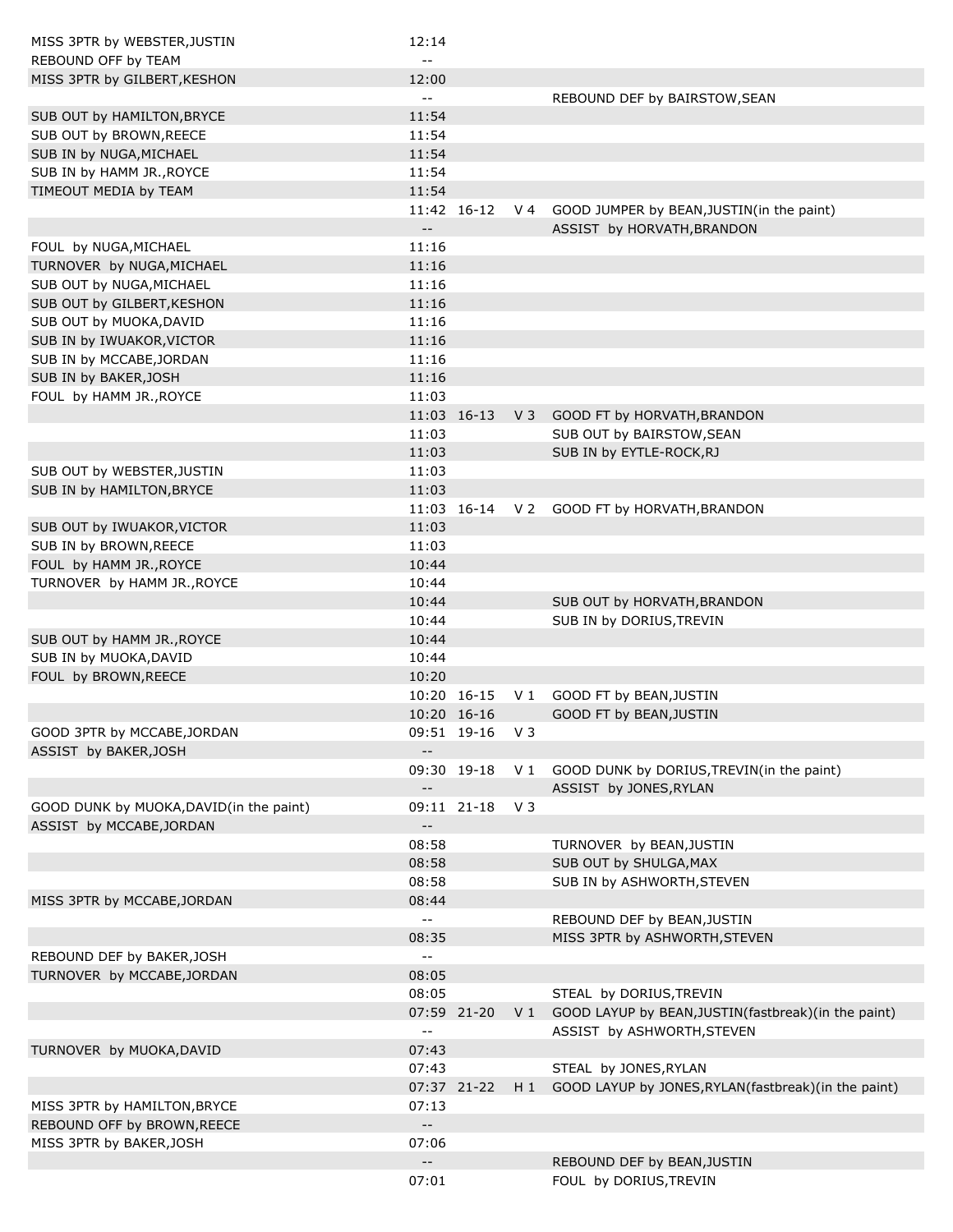| Home | Time | Score | Margin | Visitor |
|---|---|---|---|---|
| MISS 3PTR by WEBSTER,JUSTIN | 12:14 | | | |
| REBOUND OFF by TEAM | -- | | | |
| MISS 3PTR by GILBERT,KESHON | 12:00 | | | |
| | -- | | | REBOUND DEF by BAIRSTOW,SEAN |
| SUB OUT by HAMILTON,BRYCE | 11:54 | | | |
| SUB OUT by BROWN,REECE | 11:54 | | | |
| SUB IN by NUGA,MICHAEL | 11:54 | | | |
| SUB IN by HAMM JR.,ROYCE | 11:54 | | | |
| TIMEOUT MEDIA by TEAM | 11:54 | | | |
| | 11:42 | 16-12 | V 4 | GOOD JUMPER by BEAN,JUSTIN(in the paint) |
| | -- | | | ASSIST by HORVATH,BRANDON |
| FOUL by NUGA,MICHAEL | 11:16 | | | |
| TURNOVER by NUGA,MICHAEL | 11:16 | | | |
| SUB OUT by NUGA,MICHAEL | 11:16 | | | |
| SUB OUT by GILBERT,KESHON | 11:16 | | | |
| SUB OUT by MUOKA,DAVID | 11:16 | | | |
| SUB IN by IWUAKOR,VICTOR | 11:16 | | | |
| SUB IN by MCCABE,JORDAN | 11:16 | | | |
| SUB IN by BAKER,JOSH | 11:16 | | | |
| FOUL by HAMM JR.,ROYCE | 11:03 | | | |
| | 11:03 | 16-13 | V 3 | GOOD FT by HORVATH,BRANDON |
| | 11:03 | | | SUB OUT by BAIRSTOW,SEAN |
| | 11:03 | | | SUB IN by EYTLE-ROCK,RJ |
| SUB OUT by WEBSTER,JUSTIN | 11:03 | | | |
| SUB IN by HAMILTON,BRYCE | 11:03 | | | |
| | 11:03 | 16-14 | V 2 | GOOD FT by HORVATH,BRANDON |
| SUB OUT by IWUAKOR,VICTOR | 11:03 | | | |
| SUB IN by BROWN,REECE | 11:03 | | | |
| FOUL by HAMM JR.,ROYCE | 10:44 | | | |
| TURNOVER by HAMM JR.,ROYCE | 10:44 | | | |
| | 10:44 | | | SUB OUT by HORVATH,BRANDON |
| | 10:44 | | | SUB IN by DORIUS,TREVIN |
| SUB OUT by HAMM JR.,ROYCE | 10:44 | | | |
| SUB IN by MUOKA,DAVID | 10:44 | | | |
| FOUL by BROWN,REECE | 10:20 | | | |
| | 10:20 | 16-15 | V 1 | GOOD FT by BEAN,JUSTIN |
| | 10:20 | 16-16 | | GOOD FT by BEAN,JUSTIN |
| GOOD 3PTR by MCCABE,JORDAN | 09:51 | 19-16 | V 3 | |
| ASSIST by BAKER,JOSH | -- | | | |
| | 09:30 | 19-18 | V 1 | GOOD DUNK by DORIUS,TREVIN(in the paint) |
| | -- | | | ASSIST by JONES,RYLAN |
| GOOD DUNK by MUOKA,DAVID(in the paint) | 09:11 | 21-18 | V 3 | |
| ASSIST by MCCABE,JORDAN | -- | | | |
| | 08:58 | | | TURNOVER by BEAN,JUSTIN |
| | 08:58 | | | SUB OUT by SHULGA,MAX |
| | 08:58 | | | SUB IN by ASHWORTH,STEVEN |
| MISS 3PTR by MCCABE,JORDAN | 08:44 | | | |
| | -- | | | REBOUND DEF by BEAN,JUSTIN |
| | 08:35 | | | MISS 3PTR by ASHWORTH,STEVEN |
| REBOUND DEF by BAKER,JOSH | -- | | | |
| TURNOVER by MCCABE,JORDAN | 08:05 | | | |
| | 08:05 | | | STEAL by DORIUS,TREVIN |
| | 07:59 | 21-20 | V 1 | GOOD LAYUP by BEAN,JUSTIN(fastbreak)(in the paint) |
| | -- | | | ASSIST by ASHWORTH,STEVEN |
| TURNOVER by MUOKA,DAVID | 07:43 | | | |
| | 07:43 | | | STEAL by JONES,RYLAN |
| | 07:37 | 21-22 | H 1 | GOOD LAYUP by JONES,RYLAN(fastbreak)(in the paint) |
| MISS 3PTR by HAMILTON,BRYCE | 07:13 | | | |
| REBOUND OFF by BROWN,REECE | -- | | | |
| MISS 3PTR by BAKER,JOSH | 07:06 | | | |
| | -- | | | REBOUND DEF by BEAN,JUSTIN |
| | 07:01 | | | FOUL by DORIUS,TREVIN |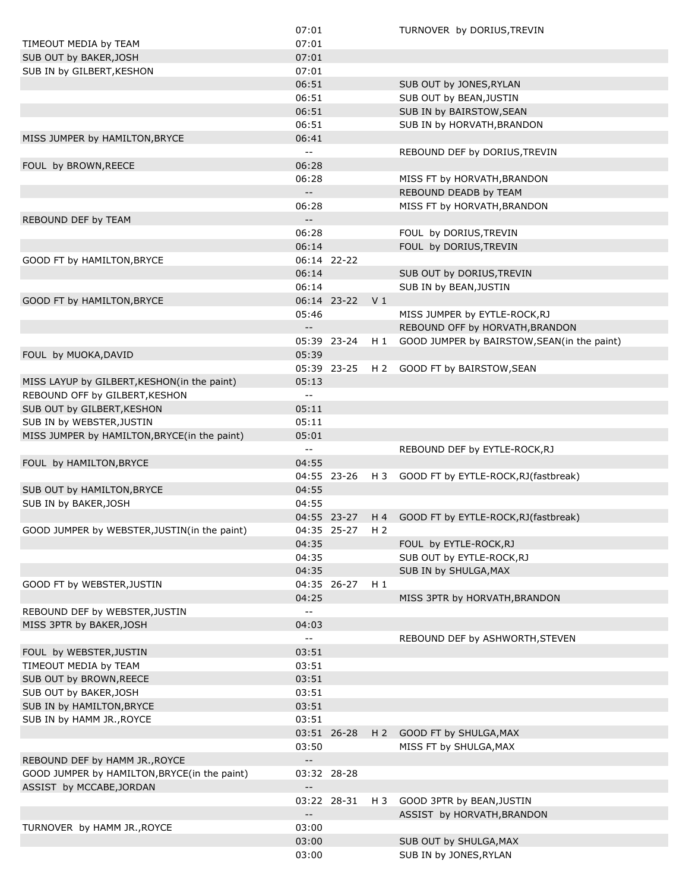| | | | | |
|---|---|---|---|---|
| | 07:01 | | | TURNOVER by DORIUS,TREVIN |
| TIMEOUT MEDIA by TEAM | 07:01 | | | |
| SUB OUT by BAKER,JOSH | 07:01 | | | |
| SUB IN by GILBERT,KESHON | 07:01 | | | |
| | 06:51 | | | SUB OUT by JONES,RYLAN |
| | 06:51 | | | SUB OUT by BEAN,JUSTIN |
| | 06:51 | | | SUB IN by BAIRSTOW,SEAN |
| | 06:51 | | | SUB IN by HORVATH,BRANDON |
| MISS JUMPER by HAMILTON,BRYCE | 06:41 | | | |
| | -- | | | REBOUND DEF by DORIUS,TREVIN |
| FOUL by BROWN,REECE | 06:28 | | | |
| | 06:28 | | | MISS FT by HORVATH,BRANDON |
| | -- | | | REBOUND DEADB by TEAM |
| | 06:28 | | | MISS FT by HORVATH,BRANDON |
| REBOUND DEF by TEAM | -- | | | |
| | 06:28 | | | FOUL by DORIUS,TREVIN |
| | 06:14 | | | FOUL by DORIUS,TREVIN |
| GOOD FT by HAMILTON,BRYCE | 06:14 | 22-22 | | |
| | 06:14 | | | SUB OUT by DORIUS,TREVIN |
| | 06:14 | | | SUB IN by BEAN,JUSTIN |
| GOOD FT by HAMILTON,BRYCE | 06:14 | 23-22 | V 1 | |
| | 05:46 | | | MISS JUMPER by EYTLE-ROCK,RJ |
| | -- | | | REBOUND OFF by HORVATH,BRANDON |
| | 05:39 | 23-24 | H 1 | GOOD JUMPER by BAIRSTOW,SEAN(in the paint) |
| FOUL by MUOKA,DAVID | 05:39 | | | |
| | 05:39 | 23-25 | H 2 | GOOD FT by BAIRSTOW,SEAN |
| MISS LAYUP by GILBERT,KESHON(in the paint) | 05:13 | | | |
| REBOUND OFF by GILBERT,KESHON | -- | | | |
| SUB OUT by GILBERT,KESHON | 05:11 | | | |
| SUB IN by WEBSTER,JUSTIN | 05:11 | | | |
| MISS JUMPER by HAMILTON,BRYCE(in the paint) | 05:01 | | | |
| | -- | | | REBOUND DEF by EYTLE-ROCK,RJ |
| FOUL by HAMILTON,BRYCE | 04:55 | | | |
| | 04:55 | 23-26 | H 3 | GOOD FT by EYTLE-ROCK,RJ(fastbreak) |
| SUB OUT by HAMILTON,BRYCE | 04:55 | | | |
| SUB IN by BAKER,JOSH | 04:55 | | | |
| | 04:55 | 23-27 | H 4 | GOOD FT by EYTLE-ROCK,RJ(fastbreak) |
| GOOD JUMPER by WEBSTER,JUSTIN(in the paint) | 04:35 | 25-27 | H 2 | |
| | 04:35 | | | FOUL by EYTLE-ROCK,RJ |
| | 04:35 | | | SUB OUT by EYTLE-ROCK,RJ |
| | 04:35 | | | SUB IN by SHULGA,MAX |
| GOOD FT by WEBSTER,JUSTIN | 04:35 | 26-27 | H 1 | |
| | 04:25 | | | MISS 3PTR by HORVATH,BRANDON |
| REBOUND DEF by WEBSTER,JUSTIN | -- | | | |
| MISS 3PTR by BAKER,JOSH | 04:03 | | | |
| | -- | | | REBOUND DEF by ASHWORTH,STEVEN |
| FOUL by WEBSTER,JUSTIN | 03:51 | | | |
| TIMEOUT MEDIA by TEAM | 03:51 | | | |
| SUB OUT by BROWN,REECE | 03:51 | | | |
| SUB OUT by BAKER,JOSH | 03:51 | | | |
| SUB IN by HAMILTON,BRYCE | 03:51 | | | |
| SUB IN by HAMM JR.,ROYCE | 03:51 | | | |
| | 03:51 | 26-28 | H 2 | GOOD FT by SHULGA,MAX |
| | 03:50 | | | MISS FT by SHULGA,MAX |
| REBOUND DEF by HAMM JR.,ROYCE | -- | | | |
| GOOD JUMPER by HAMILTON,BRYCE(in the paint) | 03:32 | 28-28 | | |
| ASSIST by MCCABE,JORDAN | -- | | | |
| | 03:22 | 28-31 | H 3 | GOOD 3PTR by BEAN,JUSTIN |
| | -- | | | ASSIST by HORVATH,BRANDON |
| TURNOVER by HAMM JR.,ROYCE | 03:00 | | | |
| | 03:00 | | | SUB OUT by SHULGA,MAX |
| | 03:00 | | | SUB IN by JONES,RYLAN |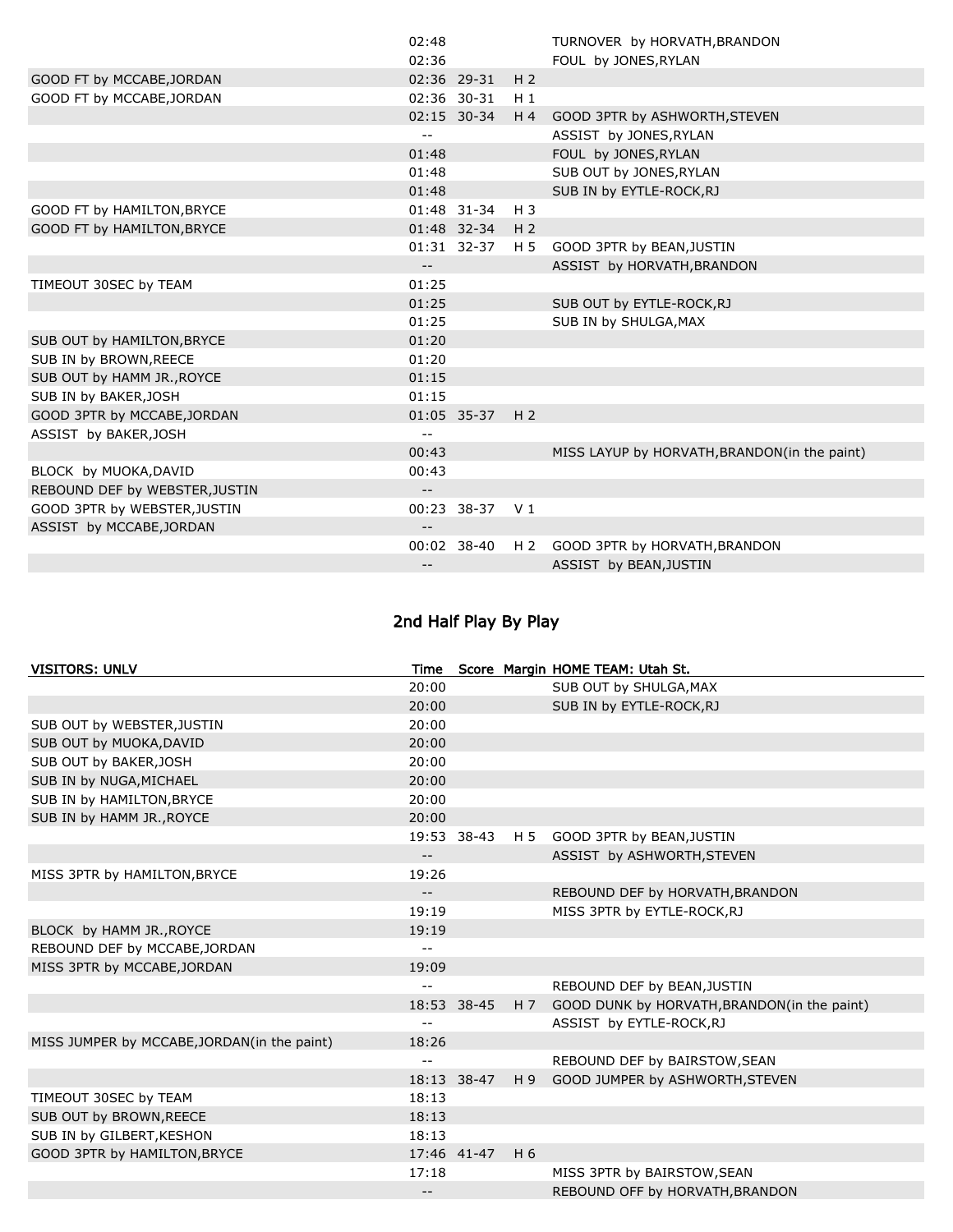| | Time | Score | Margin | |
|---|---|---|---|---|
| | 02:48 | | | TURNOVER by HORVATH,BRANDON |
| | 02:36 | | | FOUL by JONES,RYLAN |
| GOOD FT by MCCABE,JORDAN | 02:36 | 29-31 | H 2 | |
| GOOD FT by MCCABE,JORDAN | 02:36 | 30-31 | H 1 | |
| | 02:15 | 30-34 | H 4 | GOOD 3PTR by ASHWORTH,STEVEN |
| | -- | | | ASSIST by JONES,RYLAN |
| | 01:48 | | | FOUL by JONES,RYLAN |
| | 01:48 | | | SUB OUT by JONES,RYLAN |
| | 01:48 | | | SUB IN by EYTLE-ROCK,RJ |
| GOOD FT by HAMILTON,BRYCE | 01:48 | 31-34 | H 3 | |
| GOOD FT by HAMILTON,BRYCE | 01:48 | 32-34 | H 2 | |
| | 01:31 | 32-37 | H 5 | GOOD 3PTR by BEAN,JUSTIN |
| | -- | | | ASSIST by HORVATH,BRANDON |
| TIMEOUT 30SEC by TEAM | 01:25 | | | |
| | 01:25 | | | SUB OUT by EYTLE-ROCK,RJ |
| | 01:25 | | | SUB IN by SHULGA,MAX |
| SUB OUT by HAMILTON,BRYCE | 01:20 | | | |
| SUB IN by BROWN,REECE | 01:20 | | | |
| SUB OUT by HAMM JR.,ROYCE | 01:15 | | | |
| SUB IN by BAKER,JOSH | 01:15 | | | |
| GOOD 3PTR by MCCABE,JORDAN | 01:05 | 35-37 | H 2 | |
| ASSIST by BAKER,JOSH | -- | | | |
| | 00:43 | | | MISS LAYUP by HORVATH,BRANDON(in the paint) |
| BLOCK by MUOKA,DAVID | 00:43 | | | |
| REBOUND DEF by WEBSTER,JUSTIN | -- | | | |
| GOOD 3PTR by WEBSTER,JUSTIN | 00:23 | 38-37 | V 1 | |
| ASSIST by MCCABE,JORDAN | -- | | | |
| | 00:02 | 38-40 | H 2 | GOOD 3PTR by HORVATH,BRANDON |
| | -- | | | ASSIST by BEAN,JUSTIN |

## 2nd Half Play By Play

| VISITORS: UNLV | Time | Score | Margin | HOME TEAM: Utah St. |
|---|---|---|---|---|
| | 20:00 | | | SUB OUT by SHULGA,MAX |
| | 20:00 | | | SUB IN by EYTLE-ROCK,RJ |
| SUB OUT by WEBSTER,JUSTIN | 20:00 | | | |
| SUB OUT by MUOKA,DAVID | 20:00 | | | |
| SUB OUT by BAKER,JOSH | 20:00 | | | |
| SUB IN by NUGA,MICHAEL | 20:00 | | | |
| SUB IN by HAMILTON,BRYCE | 20:00 | | | |
| SUB IN by HAMM JR.,ROYCE | 20:00 | | | |
| | 19:53 | 38-43 | H 5 | GOOD 3PTR by BEAN,JUSTIN |
| | -- | | | ASSIST by ASHWORTH,STEVEN |
| MISS 3PTR by HAMILTON,BRYCE | 19:26 | | | |
| | -- | | | REBOUND DEF by HORVATH,BRANDON |
| | 19:19 | | | MISS 3PTR by EYTLE-ROCK,RJ |
| BLOCK by HAMM JR.,ROYCE | 19:19 | | | |
| REBOUND DEF by MCCABE,JORDAN | -- | | | |
| MISS 3PTR by MCCABE,JORDAN | 19:09 | | | |
| | -- | | | REBOUND DEF by BEAN,JUSTIN |
| | 18:53 | 38-45 | H 7 | GOOD DUNK by HORVATH,BRANDON(in the paint) |
| | -- | | | ASSIST by EYTLE-ROCK,RJ |
| MISS JUMPER by MCCABE,JORDAN(in the paint) | 18:26 | | | |
| | -- | | | REBOUND DEF by BAIRSTOW,SEAN |
| | 18:13 | 38-47 | H 9 | GOOD JUMPER by ASHWORTH,STEVEN |
| TIMEOUT 30SEC by TEAM | 18:13 | | | |
| SUB OUT by BROWN,REECE | 18:13 | | | |
| SUB IN by GILBERT,KESHON | 18:13 | | | |
| GOOD 3PTR by HAMILTON,BRYCE | 17:46 | 41-47 | H 6 | |
| | 17:18 | | | MISS 3PTR by BAIRSTOW,SEAN |
| | -- | | | REBOUND OFF by HORVATH,BRANDON |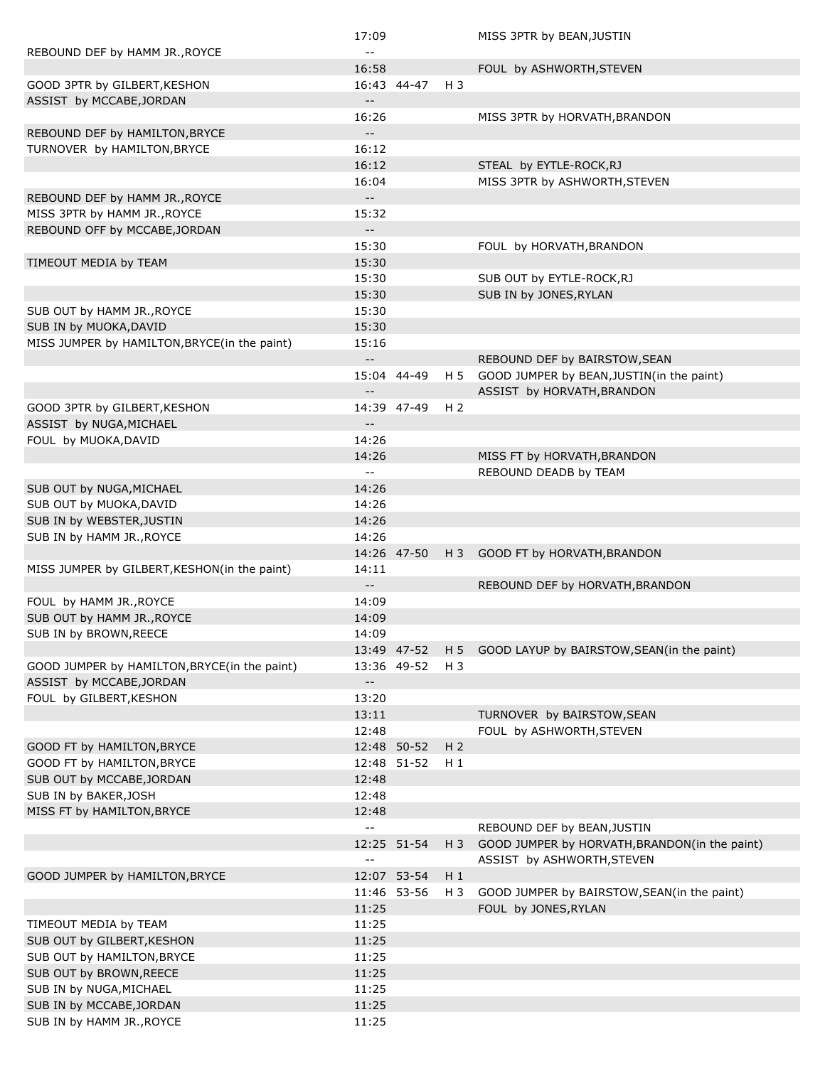| Home | Time | Score | Lead | Visitor |
|---|---|---|---|---|
| | 17:09 | | | MISS 3PTR by BEAN,JUSTIN |
| REBOUND DEF by HAMM JR.,ROYCE | -- | | | |
| | 16:58 | | | FOUL by ASHWORTH,STEVEN |
| GOOD 3PTR by GILBERT,KESHON | 16:43 | 44-47 | H 3 | |
| ASSIST by MCCABE,JORDAN | -- | | | |
| | 16:26 | | | MISS 3PTR by HORVATH,BRANDON |
| REBOUND DEF by HAMILTON,BRYCE | -- | | | |
| TURNOVER by HAMILTON,BRYCE | 16:12 | | | |
| | 16:12 | | | STEAL by EYTLE-ROCK,RJ |
| | 16:04 | | | MISS 3PTR by ASHWORTH,STEVEN |
| REBOUND DEF by HAMM JR.,ROYCE | -- | | | |
| MISS 3PTR by HAMM JR.,ROYCE | 15:32 | | | |
| REBOUND OFF by MCCABE,JORDAN | -- | | | |
| | 15:30 | | | FOUL by HORVATH,BRANDON |
| TIMEOUT MEDIA by TEAM | 15:30 | | | |
| | 15:30 | | | SUB OUT by EYTLE-ROCK,RJ |
| | 15:30 | | | SUB IN by JONES,RYLAN |
| SUB OUT by HAMM JR.,ROYCE | 15:30 | | | |
| SUB IN by MUOKA,DAVID | 15:30 | | | |
| MISS JUMPER by HAMILTON,BRYCE(in the paint) | 15:16 | | | |
| | -- | | | REBOUND DEF by BAIRSTOW,SEAN |
| | 15:04 | 44-49 | H 5 | GOOD JUMPER by BEAN,JUSTIN(in the paint) |
| | -- | | | ASSIST by HORVATH,BRANDON |
| GOOD 3PTR by GILBERT,KESHON | 14:39 | 47-49 | H 2 | |
| ASSIST by NUGA,MICHAEL | -- | | | |
| FOUL by MUOKA,DAVID | 14:26 | | | |
| | 14:26 | | | MISS FT by HORVATH,BRANDON |
| | -- | | | REBOUND DEADB by TEAM |
| SUB OUT by NUGA,MICHAEL | 14:26 | | | |
| SUB OUT by MUOKA,DAVID | 14:26 | | | |
| SUB IN by WEBSTER,JUSTIN | 14:26 | | | |
| SUB IN by HAMM JR.,ROYCE | 14:26 | | | |
| | 14:26 | 47-50 | H 3 | GOOD FT by HORVATH,BRANDON |
| MISS JUMPER by GILBERT,KESHON(in the paint) | 14:11 | | | |
| | -- | | | REBOUND DEF by HORVATH,BRANDON |
| FOUL by HAMM JR.,ROYCE | 14:09 | | | |
| SUB OUT by HAMM JR.,ROYCE | 14:09 | | | |
| SUB IN by BROWN,REECE | 14:09 | | | |
| | 13:49 | 47-52 | H 5 | GOOD LAYUP by BAIRSTOW,SEAN(in the paint) |
| GOOD JUMPER by HAMILTON,BRYCE(in the paint) | 13:36 | 49-52 | H 3 | |
| ASSIST by MCCABE,JORDAN | -- | | | |
| FOUL by GILBERT,KESHON | 13:20 | | | |
| | 13:11 | | | TURNOVER by BAIRSTOW,SEAN |
| | 12:48 | | | FOUL by ASHWORTH,STEVEN |
| GOOD FT by HAMILTON,BRYCE | 12:48 | 50-52 | H 2 | |
| GOOD FT by HAMILTON,BRYCE | 12:48 | 51-52 | H 1 | |
| SUB OUT by MCCABE,JORDAN | 12:48 | | | |
| SUB IN by BAKER,JOSH | 12:48 | | | |
| MISS FT by HAMILTON,BRYCE | 12:48 | | | |
| | -- | | | REBOUND DEF by BEAN,JUSTIN |
| | 12:25 | 51-54 | H 3 | GOOD JUMPER by HORVATH,BRANDON(in the paint) |
| | -- | | | ASSIST by ASHWORTH,STEVEN |
| GOOD JUMPER by HAMILTON,BRYCE | 12:07 | 53-54 | H 1 | |
| | 11:46 | 53-56 | H 3 | GOOD JUMPER by BAIRSTOW,SEAN(in the paint) |
| | 11:25 | | | FOUL by JONES,RYLAN |
| TIMEOUT MEDIA by TEAM | 11:25 | | | |
| SUB OUT by GILBERT,KESHON | 11:25 | | | |
| SUB OUT by HAMILTON,BRYCE | 11:25 | | | |
| SUB OUT by BROWN,REECE | 11:25 | | | |
| SUB IN by NUGA,MICHAEL | 11:25 | | | |
| SUB IN by MCCABE,JORDAN | 11:25 | | | |
| SUB IN by HAMM JR.,ROYCE | 11:25 | | | |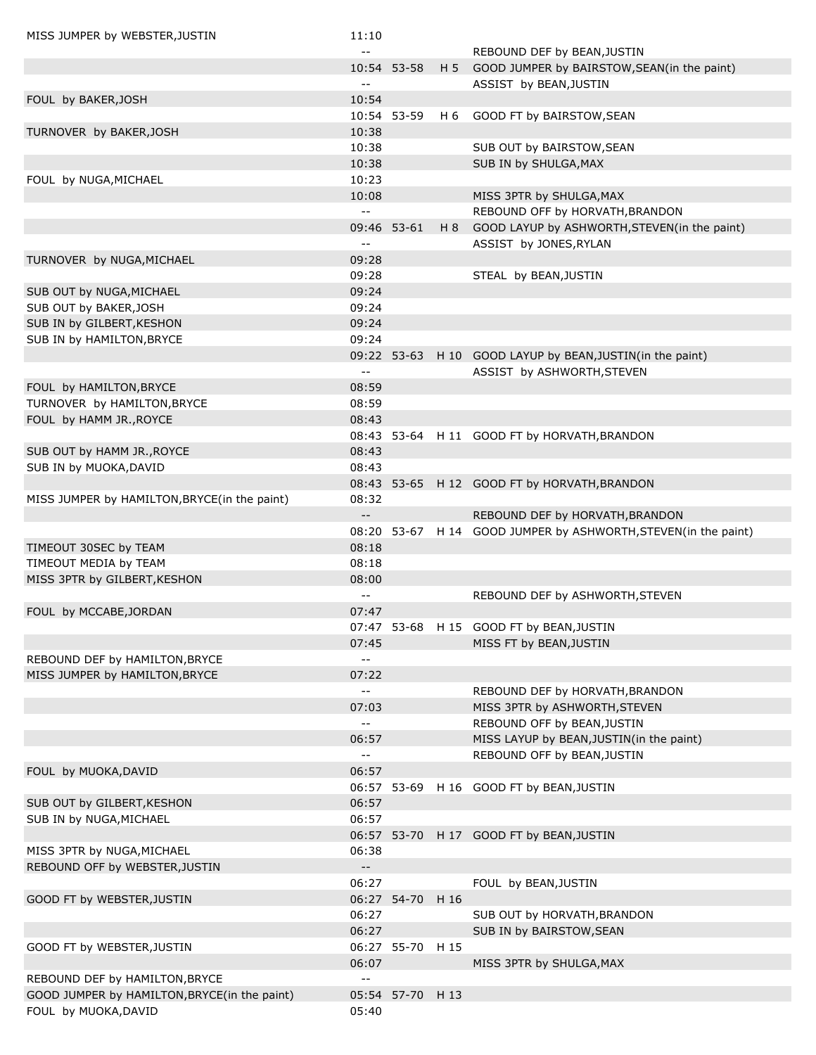| | | | | |
|---|---|---|---|---|
| MISS JUMPER by WEBSTER,JUSTIN | 11:10 | | | |
| | -- | | | REBOUND DEF by BEAN,JUSTIN |
| | 10:54 | 53-58 | H 5 | GOOD JUMPER by BAIRSTOW,SEAN(in the paint) |
| | -- | | | ASSIST by BEAN,JUSTIN |
| FOUL by BAKER,JOSH | 10:54 | | | |
| | 10:54 | 53-59 | H 6 | GOOD FT by BAIRSTOW,SEAN |
| TURNOVER by BAKER,JOSH | 10:38 | | | |
| | 10:38 | | | SUB OUT by BAIRSTOW,SEAN |
| | 10:38 | | | SUB IN by SHULGA,MAX |
| FOUL by NUGA,MICHAEL | 10:23 | | | |
| | 10:08 | | | MISS 3PTR by SHULGA,MAX |
| | -- | | | REBOUND OFF by HORVATH,BRANDON |
| | 09:46 | 53-61 | H 8 | GOOD LAYUP by ASHWORTH,STEVEN(in the paint) |
| | -- | | | ASSIST by JONES,RYLAN |
| TURNOVER by NUGA,MICHAEL | 09:28 | | | |
| | 09:28 | | | STEAL by BEAN,JUSTIN |
| SUB OUT by NUGA,MICHAEL | 09:24 | | | |
| SUB OUT by BAKER,JOSH | 09:24 | | | |
| SUB IN by GILBERT,KESHON | 09:24 | | | |
| SUB IN by HAMILTON,BRYCE | 09:24 | | | |
| | 09:22 | 53-63 | H 10 | GOOD LAYUP by BEAN,JUSTIN(in the paint) |
| | -- | | | ASSIST by ASHWORTH,STEVEN |
| FOUL by HAMILTON,BRYCE | 08:59 | | | |
| TURNOVER by HAMILTON,BRYCE | 08:59 | | | |
| FOUL by HAMM JR.,ROYCE | 08:43 | | | |
| | 08:43 | 53-64 | H 11 | GOOD FT by HORVATH,BRANDON |
| SUB OUT by HAMM JR.,ROYCE | 08:43 | | | |
| SUB IN by MUOKA,DAVID | 08:43 | | | |
| | 08:43 | 53-65 | H 12 | GOOD FT by HORVATH,BRANDON |
| MISS JUMPER by HAMILTON,BRYCE(in the paint) | 08:32 | | | |
| | -- | | | REBOUND DEF by HORVATH,BRANDON |
| | 08:20 | 53-67 | H 14 | GOOD JUMPER by ASHWORTH,STEVEN(in the paint) |
| TIMEOUT 30SEC by TEAM | 08:18 | | | |
| TIMEOUT MEDIA by TEAM | 08:18 | | | |
| MISS 3PTR by GILBERT,KESHON | 08:00 | | | |
| | -- | | | REBOUND DEF by ASHWORTH,STEVEN |
| FOUL by MCCABE,JORDAN | 07:47 | | | |
| | 07:47 | 53-68 | H 15 | GOOD FT by BEAN,JUSTIN |
| | 07:45 | | | MISS FT by BEAN,JUSTIN |
| REBOUND DEF by HAMILTON,BRYCE | -- | | | |
| MISS JUMPER by HAMILTON,BRYCE | 07:22 | | | |
| | -- | | | REBOUND DEF by HORVATH,BRANDON |
| | 07:03 | | | MISS 3PTR by ASHWORTH,STEVEN |
| | -- | | | REBOUND OFF by BEAN,JUSTIN |
| | 06:57 | | | MISS LAYUP by BEAN,JUSTIN(in the paint) |
| | -- | | | REBOUND OFF by BEAN,JUSTIN |
| FOUL by MUOKA,DAVID | 06:57 | | | |
| | 06:57 | 53-69 | H 16 | GOOD FT by BEAN,JUSTIN |
| SUB OUT by GILBERT,KESHON | 06:57 | | | |
| SUB IN by NUGA,MICHAEL | 06:57 | | | |
| | 06:57 | 53-70 | H 17 | GOOD FT by BEAN,JUSTIN |
| MISS 3PTR by NUGA,MICHAEL | 06:38 | | | |
| REBOUND OFF by WEBSTER,JUSTIN | -- | | | |
| | 06:27 | | | FOUL by BEAN,JUSTIN |
| GOOD FT by WEBSTER,JUSTIN | 06:27 | 54-70 | H 16 | |
| | 06:27 | | | SUB OUT by HORVATH,BRANDON |
| | 06:27 | | | SUB IN by BAIRSTOW,SEAN |
| GOOD FT by WEBSTER,JUSTIN | 06:27 | 55-70 | H 15 | |
| | 06:07 | | | MISS 3PTR by SHULGA,MAX |
| REBOUND DEF by HAMILTON,BRYCE | -- | | | |
| GOOD JUMPER by HAMILTON,BRYCE(in the paint) | 05:54 | 57-70 | H 13 | |
| FOUL by MUOKA,DAVID | 05:40 | | | |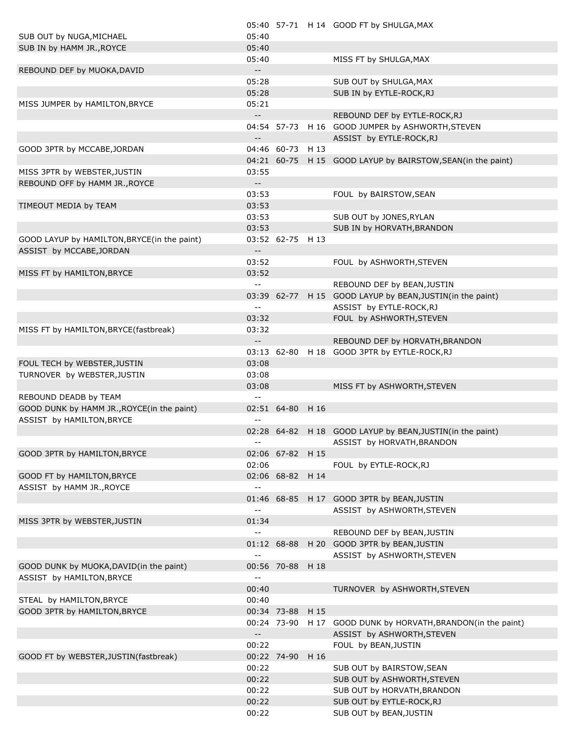| Visitor | Time | Score | Margin | Home |
|---|---|---|---|---|
| | 05:40 | 57-71 | H 14 | GOOD FT by SHULGA,MAX |
| SUB OUT by NUGA,MICHAEL | 05:40 | | | |
| SUB IN by HAMM JR.,ROYCE | 05:40 | | | |
| | 05:40 | | | MISS FT by SHULGA,MAX |
| REBOUND DEF by MUOKA,DAVID | -- | | | |
| | 05:28 | | | SUB OUT by SHULGA,MAX |
| | 05:28 | | | SUB IN by EYTLE-ROCK,RJ |
| MISS JUMPER by HAMILTON,BRYCE | 05:21 | | | |
| | -- | | | REBOUND DEF by EYTLE-ROCK,RJ |
| | 04:54 | 57-73 | H 16 | GOOD JUMPER by ASHWORTH,STEVEN |
| | -- | | | ASSIST by EYTLE-ROCK,RJ |
| GOOD 3PTR by MCCABE,JORDAN | 04:46 | 60-73 | H 13 | |
| | 04:21 | 60-75 | H 15 | GOOD LAYUP by BAIRSTOW,SEAN(in the paint) |
| MISS 3PTR by WEBSTER,JUSTIN | 03:55 | | | |
| REBOUND OFF by HAMM JR.,ROYCE | -- | | | |
| | 03:53 | | | FOUL by BAIRSTOW,SEAN |
| TIMEOUT MEDIA by TEAM | 03:53 | | | |
| | 03:53 | | | SUB OUT by JONES,RYLAN |
| | 03:53 | | | SUB IN by HORVATH,BRANDON |
| GOOD LAYUP by HAMILTON,BRYCE(in the paint) | 03:52 | 62-75 | H 13 | |
| ASSIST by MCCABE,JORDAN | -- | | | |
| | 03:52 | | | FOUL by ASHWORTH,STEVEN |
| MISS FT by HAMILTON,BRYCE | 03:52 | | | |
| | -- | | | REBOUND DEF by BEAN,JUSTIN |
| | 03:39 | 62-77 | H 15 | GOOD LAYUP by BEAN,JUSTIN(in the paint) |
| | -- | | | ASSIST by EYTLE-ROCK,RJ |
| | 03:32 | | | FOUL by ASHWORTH,STEVEN |
| MISS FT by HAMILTON,BRYCE(fastbreak) | 03:32 | | | |
| | -- | | | REBOUND DEF by HORVATH,BRANDON |
| | 03:13 | 62-80 | H 18 | GOOD 3PTR by EYTLE-ROCK,RJ |
| FOUL TECH by WEBSTER,JUSTIN | 03:08 | | | |
| TURNOVER by WEBSTER,JUSTIN | 03:08 | | | |
| | 03:08 | | | MISS FT by ASHWORTH,STEVEN |
| REBOUND DEADB by TEAM | -- | | | |
| GOOD DUNK by HAMM JR.,ROYCE(in the paint) | 02:51 | 64-80 | H 16 | |
| ASSIST by HAMILTON,BRYCE | -- | | | |
| | 02:28 | 64-82 | H 18 | GOOD LAYUP by BEAN,JUSTIN(in the paint) |
| | -- | | | ASSIST by HORVATH,BRANDON |
| GOOD 3PTR by HAMILTON,BRYCE | 02:06 | 67-82 | H 15 | |
| | 02:06 | | | FOUL by EYTLE-ROCK,RJ |
| GOOD FT by HAMILTON,BRYCE | 02:06 | 68-82 | H 14 | |
| ASSIST by HAMM JR.,ROYCE | -- | | | |
| | 01:46 | 68-85 | H 17 | GOOD 3PTR by BEAN,JUSTIN |
| | -- | | | ASSIST by ASHWORTH,STEVEN |
| MISS 3PTR by WEBSTER,JUSTIN | 01:34 | | | |
| | -- | | | REBOUND DEF by BEAN,JUSTIN |
| | 01:12 | 68-88 | H 20 | GOOD 3PTR by BEAN,JUSTIN |
| | -- | | | ASSIST by ASHWORTH,STEVEN |
| GOOD DUNK by MUOKA,DAVID(in the paint) | 00:56 | 70-88 | H 18 | |
| ASSIST by HAMILTON,BRYCE | -- | | | |
| | 00:40 | | | TURNOVER by ASHWORTH,STEVEN |
| STEAL by HAMILTON,BRYCE | 00:40 | | | |
| GOOD 3PTR by HAMILTON,BRYCE | 00:34 | 73-88 | H 15 | |
| | 00:24 | 73-90 | H 17 | GOOD DUNK by HORVATH,BRANDON(in the paint) |
| | -- | | | ASSIST by ASHWORTH,STEVEN |
| | 00:22 | | | FOUL by BEAN,JUSTIN |
| GOOD FT by WEBSTER,JUSTIN(fastbreak) | 00:22 | 74-90 | H 16 | |
| | 00:22 | | | SUB OUT by BAIRSTOW,SEAN |
| | 00:22 | | | SUB OUT by ASHWORTH,STEVEN |
| | 00:22 | | | SUB OUT by HORVATH,BRANDON |
| | 00:22 | | | SUB OUT by EYTLE-ROCK,RJ |
| | 00:22 | | | SUB OUT by BEAN,JUSTIN |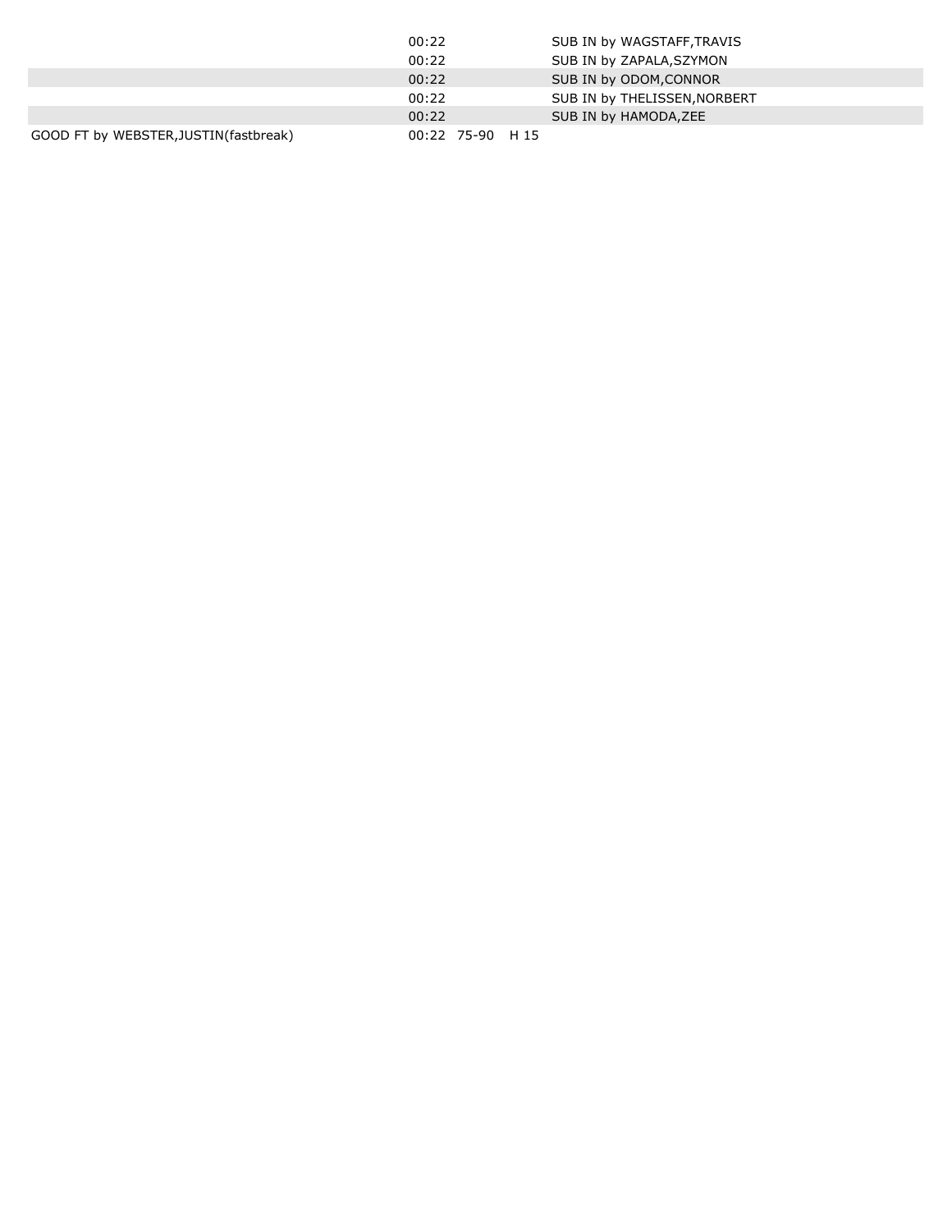| | | | | |
|---|---|---|---|---|
| | 00:22 | | | SUB IN by WAGSTAFF,TRAVIS |
| | 00:22 | | | SUB IN by ZAPALA,SZYMON |
| | 00:22 | | | SUB IN by ODOM,CONNOR |
| | 00:22 | | | SUB IN by THELISSEN,NORBERT |
| | 00:22 | | | SUB IN by HAMODA,ZEE |
| GOOD FT by WEBSTER,JUSTIN(fastbreak) | 00:22 | 75-90 | H 15 | |